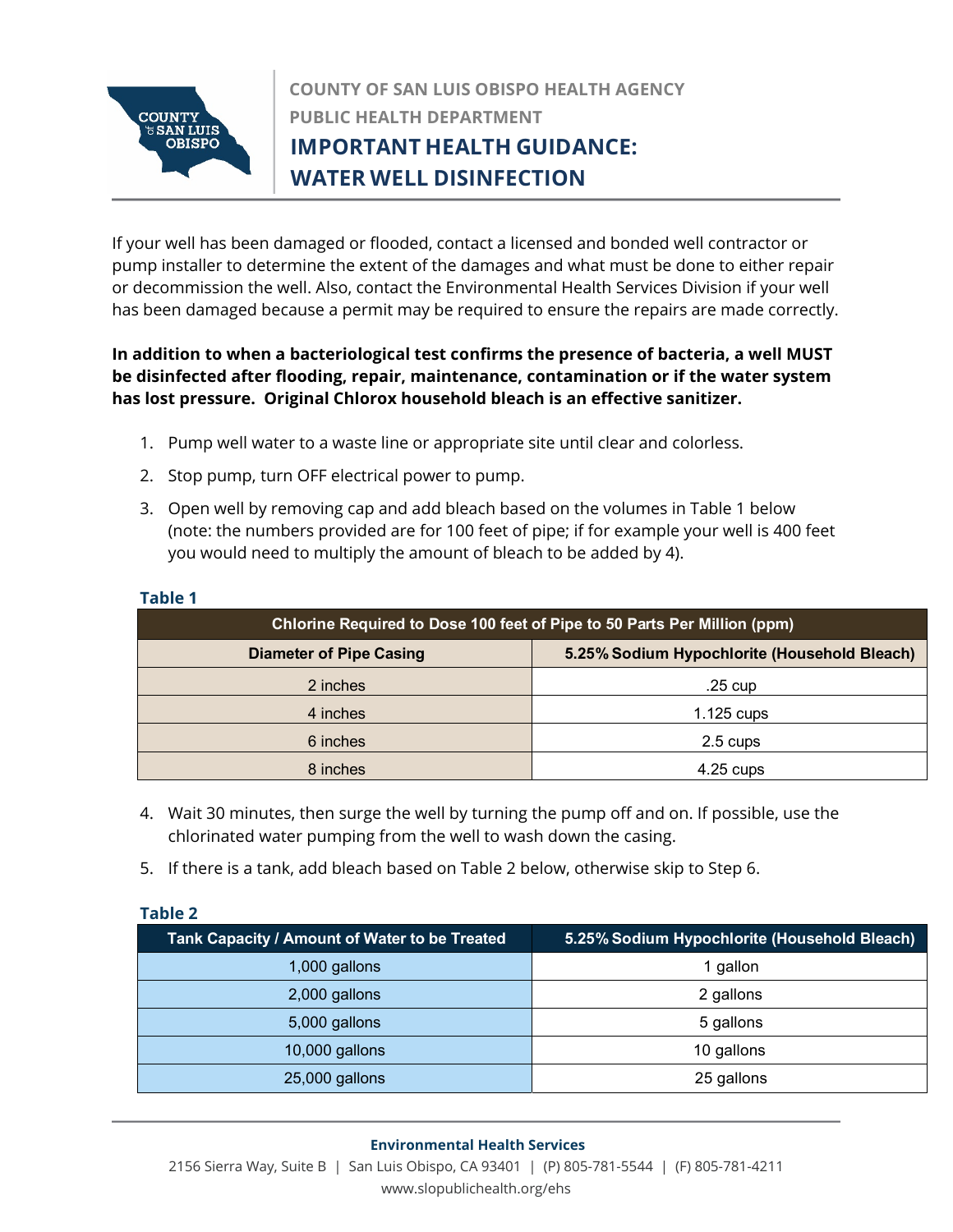COUNTY OF SAN LUIS OBISPO HEALTH AGENCY
PUBLIC HEALTH DEPARTMENT

# IMPORTANT HEALTH GUIDANCE: WATER WELL DISINFECTION

If your well has been damaged or flooded, contact a licensed and bonded well contractor or pump installer to determine the extent of the damages and what must be done to either repair or decommission the well. Also, contact the Environmental Health Services Division if your well has been damaged because a permit may be required to ensure the repairs are made correctly.

**In addition to when a bacteriological test confirms the presence of bacteria, a well MUST be disinfected after flooding, repair, maintenance, contamination or if the water system has lost pressure. Original Chlorox household bleach is an effective sanitizer.**

1. Pump well water to a waste line or appropriate site until clear and colorless.
2. Stop pump, turn OFF electrical power to pump.
3. Open well by removing cap and add bleach based on the volumes in Table 1 below (note: the numbers provided are for 100 feet of pipe; if for example your well is 400 feet you would need to multiply the amount of bleach to be added by 4).

**Table 1**

| Chlorine Required to Dose 100 feet of Pipe to 50 Parts Per Million (ppm) | |
|---|---|
| **Diameter of Pipe Casing** | **5.25% Sodium Hypochlorite (Household Bleach)** |
| 2 inches | .25 cup |
| 4 inches | 1.125 cups |
| 6 inches | 2.5 cups |
| 8 inches | 4.25 cups |

4. Wait 30 minutes, then surge the well by turning the pump off and on. If possible, use the chlorinated water pumping from the well to wash down the casing.
5. If there is a tank, add bleach based on Table 2 below, otherwise skip to Step 6.

**Table 2**

| Tank Capacity / Amount of Water to be Treated | 5.25% Sodium Hypochlorite (Household Bleach) |
|---|---|
| 1,000 gallons | 1 gallon |
| 2,000 gallons | 2 gallons |
| 5,000 gallons | 5 gallons |
| 10,000 gallons | 10 gallons |
| 25,000 gallons | 25 gallons |

**Environmental Health Services**
2156 Sierra Way, Suite B | San Luis Obispo, CA 93401 | (P) 805-781-5544 | (F) 805-781-4211
www.slopublichealth.org/ehs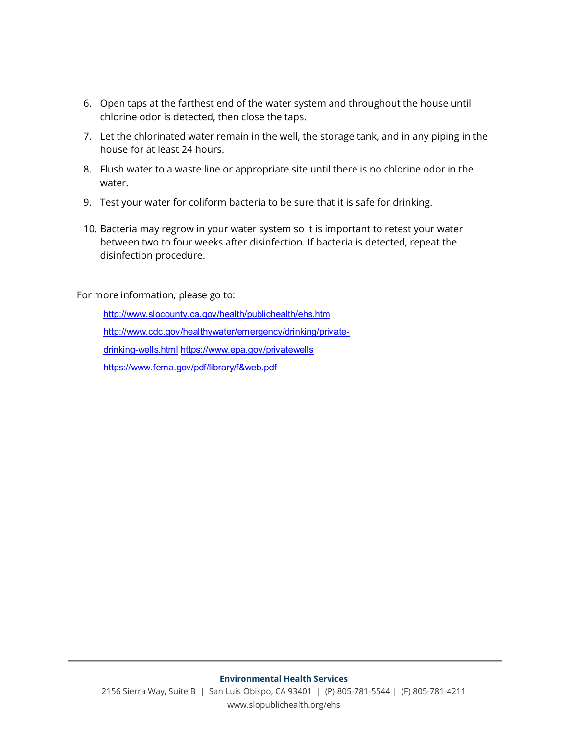6. Open taps at the farthest end of the water system and throughout the house until chlorine odor is detected, then close the taps.
7. Let the chlorinated water remain in the well, the storage tank, and in any piping in the house for at least 24 hours.
8. Flush water to a waste line or appropriate site until there is no chlorine odor in the water.
9. Test your water for coliform bacteria to be sure that it is safe for drinking.
10. Bacteria may regrow in your water system so it is important to retest your water between two to four weeks after disinfection. If bacteria is detected, repeat the disinfection procedure.

For more information, please go to:

http://www.slocounty.ca.gov/health/publichealth/ehs.htm

http://www.cdc.gov/healthywater/emergency/drinking/private-drinking-wells.html

https://www.epa.gov/privatewells

https://www.fema.gov/pdf/library/f&web.pdf